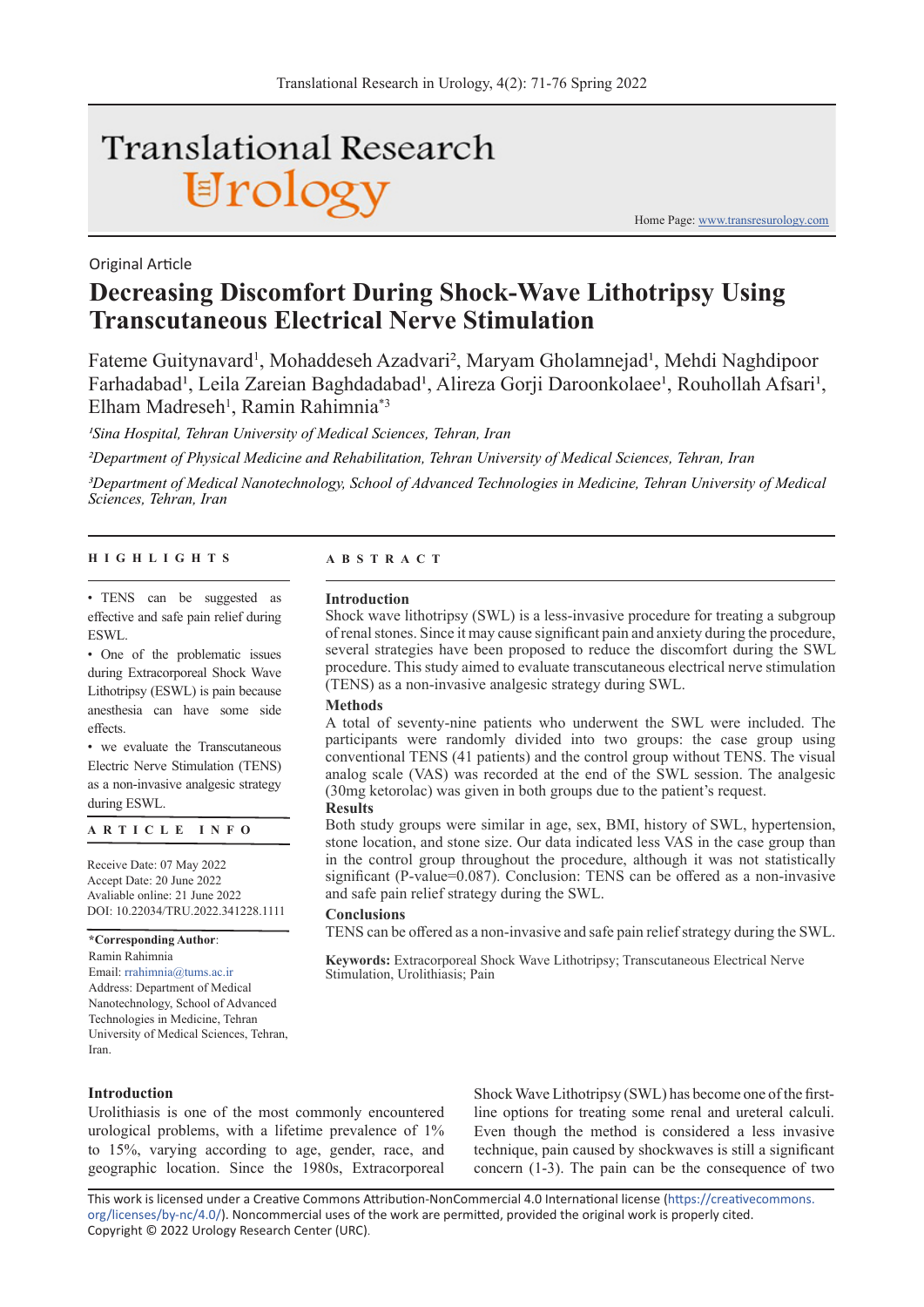Original Article

# Decreasing Discomfort During Shock-Wave Lithotripsy Using Transcutaneous Electrical Nerve Stimulation

Fateme Guitynavard[1], Mohaddeseh Azadvari[2], Maryam Gholamnejad[1], Mehdi Naghdipoor Farhadabad[1], Leila Zareian Baghdadabad[1], Alireza Gorji Daroonkolaee[1], Rouhollah Afsari[1], Elham Madreseh[1], Ramin Rahimnia[*3]

*[1]Sina Hospital, Tehran University of Medical Sciences, Tehran, Iran*

*[2]Department of Physical Medicine and Rehabilitation, Tehran University of Medical Sciences, Tehran, Iran*

*[3]Department of Medical Nanotechnology, School of Advanced Technologies in Medicine, Tehran University of Medical Sciences, Tehran, Iran*

## HIGHLIGHTS

- TENS can be suggested as effective and safe pain relief during ESWL.
- One of the problematic issues during Extracorporeal Shock Wave Lithotripsy (ESWL) is pain because anesthesia can have some side effects.
- we evaluate the Transcutaneous Electric Nerve Stimulation (TENS) as a non-invasive analgesic strategy during ESWL.

## ARTICLE INFO

Receive Date: 07 May 2022
Accept Date: 20 June 2022
Avaliable online: 21 June 2022
DOI: 10.22034/TRU.2022.341228.1111

**\*Corresponding Author**:
Ramin Rahimnia
Email: rrahimnia@tums.ac.ir
Address: Department of Medical Nanotechnology, School of Advanced Technologies in Medicine, Tehran University of Medical Sciences, Tehran, Iran.

## ABSTRACT

### Introduction

Shock wave lithotripsy (SWL) is a less-invasive procedure for treating a subgroup of renal stones. Since it may cause significant pain and anxiety during the procedure, several strategies have been proposed to reduce the discomfort during the SWL procedure. This study aimed to evaluate transcutaneous electrical nerve stimulation (TENS) as a non-invasive analgesic strategy during SWL.

### Methods

A total of seventy-nine patients who underwent the SWL were included. The participants were randomly divided into two groups: the case group using conventional TENS (41 patients) and the control group without TENS. The visual analog scale (VAS) was recorded at the end of the SWL session. The analgesic (30mg ketorolac) was given in both groups due to the patient's request.

### Results

Both study groups were similar in age, sex, BMI, history of SWL, hypertension, stone location, and stone size. Our data indicated less VAS in the case group than in the control group throughout the procedure, although it was not statistically significant (P-value=0.087). Conclusion: TENS can be offered as a non-invasive and safe pain relief strategy during the SWL.

### Conclusions

TENS can be offered as a non-invasive and safe pain relief strategy during the SWL.

**Keywords:** Extracorporeal Shock Wave Lithotripsy; Transcutaneous Electrical Nerve Stimulation, Urolithiasis; Pain

## Introduction

Urolithiasis is one of the most commonly encountered urological problems, with a lifetime prevalence of 1% to 15%, varying according to age, gender, race, and geographic location. Since the 1980s, Extracorporeal Shock Wave Lithotripsy (SWL) has become one of the first-line options for treating some renal and ureteral calculi. Even though the method is considered a less invasive technique, pain caused by shockwaves is still a significant concern (1-3). The pain can be the consequence of two

This work is licensed under a Creative Commons Attribution-NonCommercial 4.0 International license (https://creativecommons.org/licenses/by-nc/4.0/). Noncommercial uses of the work are permitted, provided the original work is properly cited.
Copyright © 2022 Urology Research Center (URC).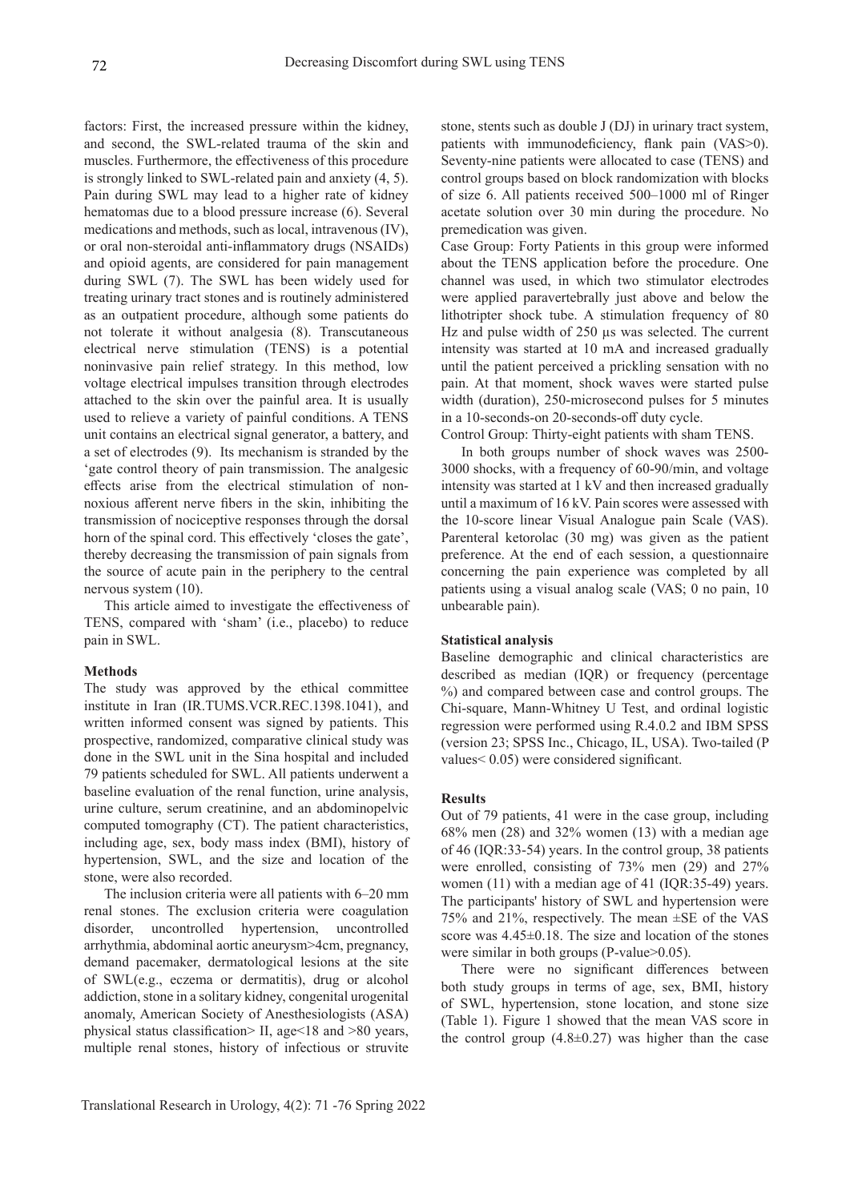factors: First, the increased pressure within the kidney, and second, the SWL-related trauma of the skin and muscles. Furthermore, the effectiveness of this procedure is strongly linked to SWL-related pain and anxiety (4, 5). Pain during SWL may lead to a higher rate of kidney hematomas due to a blood pressure increase (6). Several medications and methods, such as local, intravenous (IV), or oral non-steroidal anti-inflammatory drugs (NSAIDs) and opioid agents, are considered for pain management during SWL (7). The SWL has been widely used for treating urinary tract stones and is routinely administered as an outpatient procedure, although some patients do not tolerate it without analgesia (8). Transcutaneous electrical nerve stimulation (TENS) is a potential noninvasive pain relief strategy. In this method, low voltage electrical impulses transition through electrodes attached to the skin over the painful area. It is usually used to relieve a variety of painful conditions. A TENS unit contains an electrical signal generator, a battery, and a set of electrodes (9). Its mechanism is stranded by the 'gate control theory of pain transmission. The analgesic effects arise from the electrical stimulation of non-noxious afferent nerve fibers in the skin, inhibiting the transmission of nociceptive responses through the dorsal horn of the spinal cord. This effectively 'closes the gate', thereby decreasing the transmission of pain signals from the source of acute pain in the periphery to the central nervous system (10).

This article aimed to investigate the effectiveness of TENS, compared with 'sham' (i.e., placebo) to reduce pain in SWL.

**Methods**

The study was approved by the ethical committee institute in Iran (IR.TUMS.VCR.REC.1398.1041), and written informed consent was signed by patients. This prospective, randomized, comparative clinical study was done in the SWL unit in the Sina hospital and included 79 patients scheduled for SWL. All patients underwent a baseline evaluation of the renal function, urine analysis, urine culture, serum creatinine, and an abdominopelvic computed tomography (CT). The patient characteristics, including age, sex, body mass index (BMI), history of hypertension, SWL, and the size and location of the stone, were also recorded.

The inclusion criteria were all patients with 6–20 mm renal stones. The exclusion criteria were coagulation disorder, uncontrolled hypertension, uncontrolled arrhythmia, abdominal aortic aneurysm>4cm, pregnancy, demand pacemaker, dermatological lesions at the site of SWL(e.g., eczema or dermatitis), drug or alcohol addiction, stone in a solitary kidney, congenital urogenital anomaly, American Society of Anesthesiologists (ASA) physical status classification> II, age<18 and >80 years, multiple renal stones, history of infectious or struvite stone, stents such as double J (DJ) in urinary tract system, patients with immunodeficiency, flank pain (VAS>0). Seventy-nine patients were allocated to case (TENS) and control groups based on block randomization with blocks of size 6. All patients received 500–1000 ml of Ringer acetate solution over 30 min during the procedure. No premedication was given.

Case Group: Forty Patients in this group were informed about the TENS application before the procedure. One channel was used, in which two stimulator electrodes were applied paravertebrally just above and below the lithotripter shock tube. A stimulation frequency of 80 Hz and pulse width of 250 µs was selected. The current intensity was started at 10 mA and increased gradually until the patient perceived a prickling sensation with no pain. At that moment, shock waves were started pulse width (duration), 250-microsecond pulses for 5 minutes in a 10-seconds-on 20-seconds-off duty cycle.

Control Group: Thirty-eight patients with sham TENS.

In both groups number of shock waves was 2500-3000 shocks, with a frequency of 60-90/min, and voltage intensity was started at 1 kV and then increased gradually until a maximum of 16 kV. Pain scores were assessed with the 10-score linear Visual Analogue pain Scale (VAS). Parenteral ketorolac (30 mg) was given as the patient preference. At the end of each session, a questionnaire concerning the pain experience was completed by all patients using a visual analog scale (VAS; 0 no pain, 10 unbearable pain).

**Statistical analysis**

Baseline demographic and clinical characteristics are described as median (IQR) or frequency (percentage %) and compared between case and control groups. The Chi-square, Mann-Whitney U Test, and ordinal logistic regression were performed using R.4.0.2 and IBM SPSS (version 23; SPSS Inc., Chicago, IL, USA). Two-tailed (P values< 0.05) were considered significant.

**Results**

Out of 79 patients, 41 were in the case group, including 68% men (28) and 32% women (13) with a median age of 46 (IQR:33-54) years. In the control group, 38 patients were enrolled, consisting of 73% men (29) and 27% women (11) with a median age of 41 (IQR:35-49) years. The participants' history of SWL and hypertension were 75% and 21%, respectively. The mean ±SE of the VAS score was 4.45±0.18. The size and location of the stones were similar in both groups (P-value>0.05).

There were no significant differences between both study groups in terms of age, sex, BMI, history of SWL, hypertension, stone location, and stone size (Table 1). Figure 1 showed that the mean VAS score in the control group (4.8±0.27) was higher than the case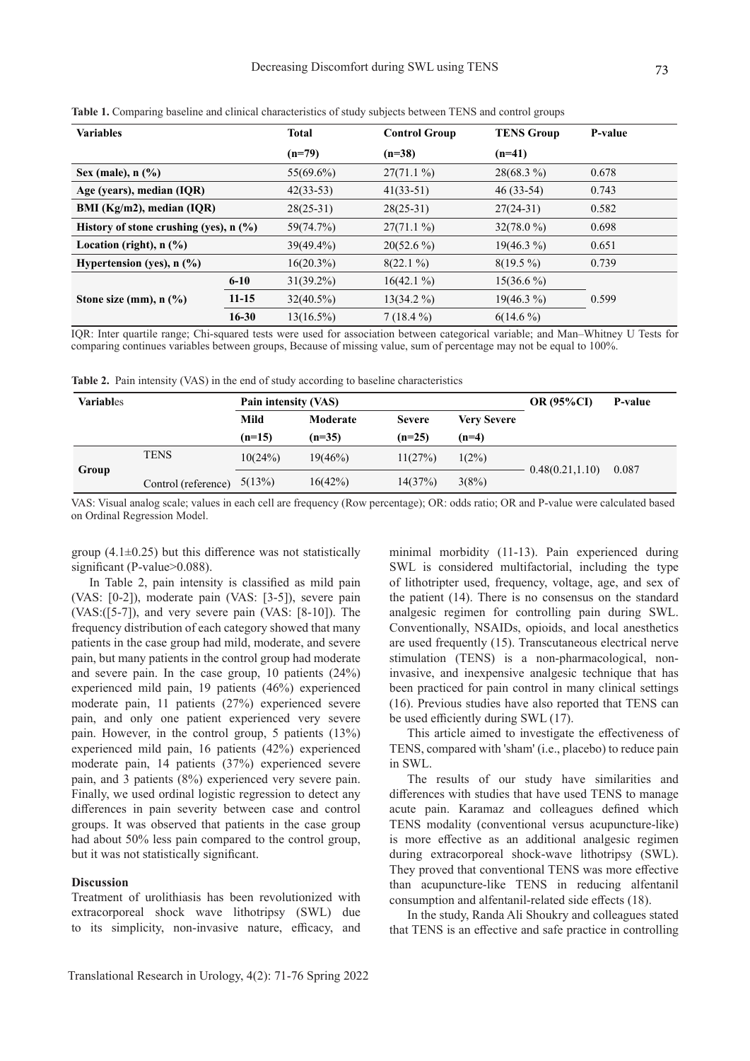**Table 1.** Comparing baseline and clinical characteristics of study subjects between TENS and control groups

| Variables | | Total (n=79) | Control Group (n=38) | TENS Group (n=41) | P-value |
|---|---|---|---|---|---|
| **Sex (male), n (%)** | | 55(69.6%) | 27(71.1 %) | 28(68.3 %) | 0.678 |
| **Age (years), median (IQR)** | | 42(33-53) | 41(33-51) | 46 (33-54) | 0.743 |
| **BMI (Kg/m2), median (IQR)** | | 28(25-31) | 28(25-31) | 27(24-31) | 0.582 |
| **History of stone crushing (yes), n (%)** | | 59(74.7%) | 27(71.1 %) | 32(78.0 %) | 0.698 |
| **Location (right), n (%)** | | 39(49.4%) | 20(52.6 %) | 19(46.3 %) | 0.651 |
| **Hypertension (yes), n (%)** | | 16(20.3%) | 8(22.1 %) | 8(19.5 %) | 0.739 |
| **Stone size (mm), n (%)** | **6-10** | 31(39.2%) | 16(42.1 %) | 15(36.6 %) | 0.599 |
| | **11-15** | 32(40.5%) | 13(34.2 %) | 19(46.3 %) | |
| | **16-30** | 13(16.5%) | 7 (18.4 %) | 6(14.6 %) | |

IQR: Inter quartile range; Chi-squared tests were used for association between categorical variable; and Man–Whitney U Tests for comparing continues variables between groups, Because of missing value, sum of percentage may not be equal to 100%.

**Table 2.** Pain intensity (VAS) in the end of study according to baseline characteristics

| Variables | | Pain intensity (VAS) | | | | OR (95%CI) | P-value |
|---|---|---|---|---|---|---|---|
| | | Mild (n=15) | Moderate (n=35) | Severe (n=25) | Very Severe (n=4) | | |
| **Group** | TENS | 10(24%) | 19(46%) | 11(27%) | 1(2%) | 0.48(0.21,1.10) | 0.087 |
| | Control (reference) | 5(13%) | 16(42%) | 14(37%) | 3(8%) | | |

VAS: Visual analog scale; values in each cell are frequency (Row percentage); OR: odds ratio; OR and P-value were calculated based on Ordinal Regression Model.

group (4.1±0.25) but this difference was not statistically significant (P-value>0.088).

In Table 2, pain intensity is classified as mild pain (VAS: [0-2]), moderate pain (VAS: [3-5]), severe pain (VAS:([5-7]), and very severe pain (VAS: [8-10]). The frequency distribution of each category showed that many patients in the case group had mild, moderate, and severe pain, but many patients in the control group had moderate and severe pain. In the case group, 10 patients (24%) experienced mild pain, 19 patients (46%) experienced moderate pain, 11 patients (27%) experienced severe pain, and only one patient experienced very severe pain. However, in the control group, 5 patients (13%) experienced mild pain, 16 patients (42%) experienced moderate pain, 14 patients (37%) experienced severe pain, and 3 patients (8%) experienced very severe pain. Finally, we used ordinal logistic regression to detect any differences in pain severity between case and control groups. It was observed that patients in the case group had about 50% less pain compared to the control group, but it was not statistically significant.

### Discussion

Treatment of urolithiasis has been revolutionized with extracorporeal shock wave lithotripsy (SWL) due to its simplicity, non-invasive nature, efficacy, and minimal morbidity (11-13). Pain experienced during SWL is considered multifactorial, including the type of lithotripter used, frequency, voltage, age, and sex of the patient (14). There is no consensus on the standard analgesic regimen for controlling pain during SWL. Conventionally, NSAIDs, opioids, and local anesthetics are used frequently (15). Transcutaneous electrical nerve stimulation (TENS) is a non-pharmacological, non-invasive, and inexpensive analgesic technique that has been practiced for pain control in many clinical settings (16). Previous studies have also reported that TENS can be used efficiently during SWL (17).

This article aimed to investigate the effectiveness of TENS, compared with 'sham' (i.e., placebo) to reduce pain in SWL.

The results of our study have similarities and differences with studies that have used TENS to manage acute pain. Karamaz and colleagues defined which TENS modality (conventional versus acupuncture-like) is more effective as an additional analgesic regimen during extracorporeal shock-wave lithotripsy (SWL). They proved that conventional TENS was more effective than acupuncture-like TENS in reducing alfentanil consumption and alfentanil-related side effects (18).

In the study, Randa Ali Shoukry and colleagues stated that TENS is an effective and safe practice in controlling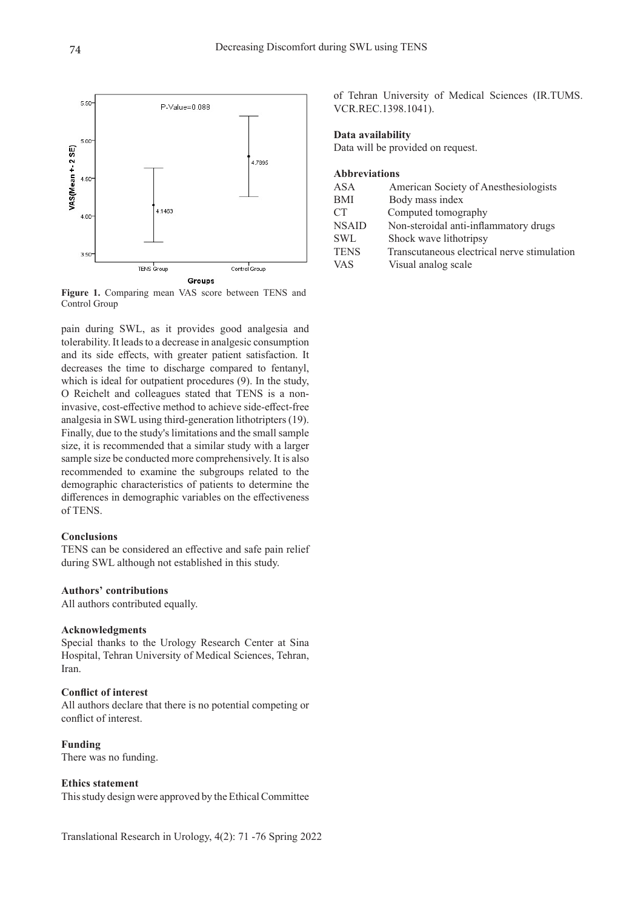Figure 1. Comparing mean VAS score between TENS and Control Group

pain during SWL, as it provides good analgesia and tolerability. It leads to a decrease in analgesic consumption and its side effects, with greater patient satisfaction. It decreases the time to discharge compared to fentanyl, which is ideal for outpatient procedures (9). In the study, O Reichelt and colleagues stated that TENS is a non-invasive, cost-effective method to achieve side-effect-free analgesia in SWL using third-generation lithotripters (19). Finally, due to the study's limitations and the small sample size, it is recommended that a similar study with a larger sample size be conducted more comprehensively. It is also recommended to examine the subgroups related to the demographic characteristics of patients to determine the differences in demographic variables on the effectiveness of TENS.

### Conclusions

TENS can be considered an effective and safe pain relief during SWL although not established in this study.

### Authors' contributions

All authors contributed equally.

### Acknowledgments

Special thanks to the Urology Research Center at Sina Hospital, Tehran University of Medical Sciences, Tehran, Iran.

### Conflict of interest

All authors declare that there is no potential competing or conflict of interest.

### Funding

There was no funding.

### Ethics statement

This study design were approved by the Ethical Committee of Tehran University of Medical Sciences (IR.TUMS.VCR.REC.1398.1041).

### Data availability

Data will be provided on request.

### Abbreviations

| | |
|---|---|
| ASA | American Society of Anesthesiologists |
| BMI | Body mass index |
| CT | Computed tomography |
| NSAID | Non-steroidal anti-inflammatory drugs |
| SWL | Shock wave lithotripsy |
| TENS | Transcutaneous electrical nerve stimulation |
| VAS | Visual analog scale |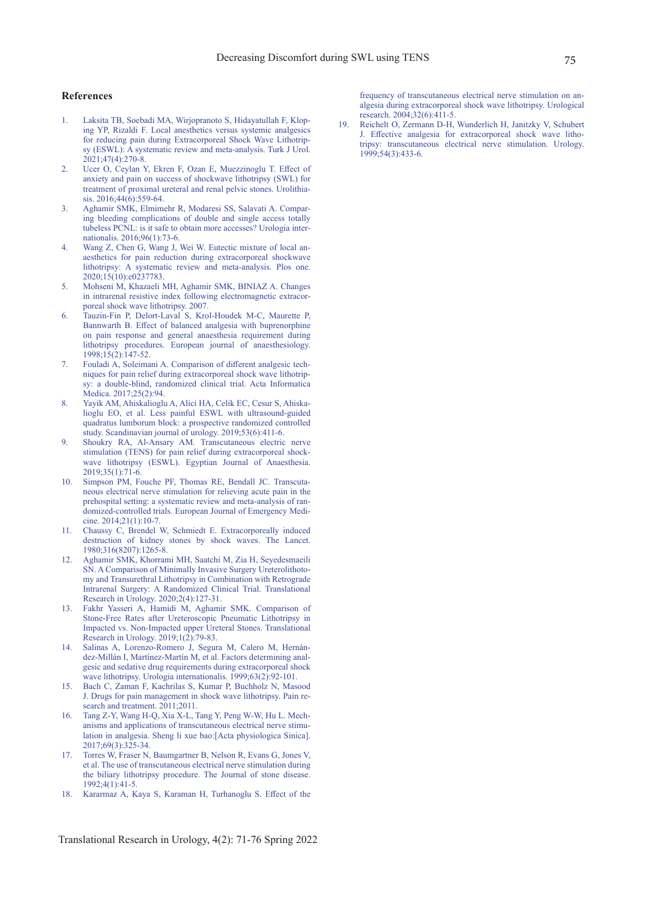## References

1. Laksita TB, Soebadi MA, Wirjopranoto S, Hidayatullah F, Kloping YP, Rizaldi F. Local anesthetics versus systemic analgesics for reducing pain during Extracorporeal Shock Wave Lithotripsy (ESWL): A systematic review and meta-analysis. Turk J Urol. 2021;47(4):270-8.
2. Ucer O, Ceylan Y, Ekren F, Ozan E, Muezzinoglu T. Effect of anxiety and pain on success of shockwave lithotripsy (SWL) for treatment of proximal ureteral and renal pelvic stones. Urolithiasis. 2016;44(6):559-64.
3. Aghamir SMK, Elmimehr R, Modaresi SS, Salavati A. Comparing bleeding complications of double and single access totally tubeless PCNL: is it safe to obtain more accesses? Urologia internationalis. 2016;96(1):73-6.
4. Wang Z, Chen G, Wang J, Wei W. Eutectic mixture of local anaesthetics for pain reduction during extracorporeal shockwave lithotripsy: A systematic review and meta-analysis. Plos one. 2020;15(10):e0237783.
5. Mohseni M, Khazaeli MH, Aghamir SMK, BINIAZ A. Changes in intrarenal resistive index following electromagnetic extracorporeal shock wave lithotripsy. 2007.
6. Tauzin-Fin P, Delort-Laval S, Krol-Houdek M-C, Maurette P, Bannwarth B. Effect of balanced analgesia with buprenorphine on pain response and general anaesthesia requirement during lithotripsy procedures. European journal of anaesthesiology. 1998;15(2):147-52.
7. Fouladi A, Soleimani A. Comparison of different analgesic techniques for pain relief during extracorporeal shock wave lithotripsy: a double-blind, randomized clinical trial. Acta Informatica Medica. 2017;25(2):94.
8. Yayik AM, Ahiskalioglu A, Alici HA, Celik EC, Cesur S, Ahiskalioglu EO, et al. Less painful ESWL with ultrasound-guided quadratus lumborum block: a prospective randomized controlled study. Scandinavian journal of urology. 2019;53(6):411-6.
9. Shoukry RA, Al-Ansary AM. Transcutaneous electric nerve stimulation (TENS) for pain relief during extracorporeal shockwave lithotripsy (ESWL). Egyptian Journal of Anaesthesia. 2019;35(1):71-6.
10. Simpson PM, Fouche PF, Thomas RE, Bendall JC. Transcutaneous electrical nerve stimulation for relieving acute pain in the prehospital setting: a systematic review and meta-analysis of randomized-controlled trials. European Journal of Emergency Medicine. 2014;21(1):10-7.
11. Chaussy C, Brendel W, Schmiedt E. Extracorporeally induced destruction of kidney stones by shock waves. The Lancet. 1980;316(8207):1265-8.
12. Aghamir SMK, Khorrami MH, Saatchi M, Zia H, Seyedesmaeili SN. A Comparison of Minimally Invasive Surgery Ureterolithotomy and Transurethral Lithotripsy in Combination with Retrograde Intrarenal Surgery: A Randomized Clinical Trial. Translational Research in Urology. 2020;2(4):127-31.
13. Fakhr Yasseri A, Hamidi M, Aghamir SMK. Comparison of Stone-Free Rates after Ureteroscopic Pneumatic Lithotripsy in Impacted vs. Non-Impacted upper Ureteral Stones. Translational Research in Urology. 2019;1(2):79-83.
14. Salinas A, Lorenzo-Romero J, Segura M, Calero M, Hernández-Millán I, Martínez-Martín M, et al. Factors determining analgesic and sedative drug requirements during extracorporeal shock wave lithotripsy. Urologia internationalis. 1999;63(2):92-101.
15. Bach C, Zaman F, Kachrilas S, Kumar P, Buchholz N, Masood J. Drugs for pain management in shock wave lithotripsy. Pain research and treatment. 2011;2011.
16. Tang Z-Y, Wang H-Q, Xia X-L, Tang Y, Peng W-W, Hu L. Mechanisms and applications of transcutaneous electrical nerve stimulation in analgesia. Sheng li xue bao:[Acta physiologica Sinica]. 2017;69(3):325-34.
17. Torres W, Fraser N, Baumgartner B, Nelson R, Evans G, Jones V, et al. The use of transcutaneous electrical nerve stimulation during the biliary lithotripsy procedure. The Journal of stone disease. 1992;4(1):41-5.
18. Kararmaz A, Kaya S, Karaman H, Turhanoglu S. Effect of the frequency of transcutaneous electrical nerve stimulation on analgesia during extracorporeal shock wave lithotripsy. Urological research. 2004;32(6):411-5.
19. Reichelt O, Zermann D-H, Wunderlich H, Janitzky V, Schubert J. Effective analgesia for extracorporeal shock wave lithotripsy: transcutaneous electrical nerve stimulation. Urology. 1999;54(3):433-6.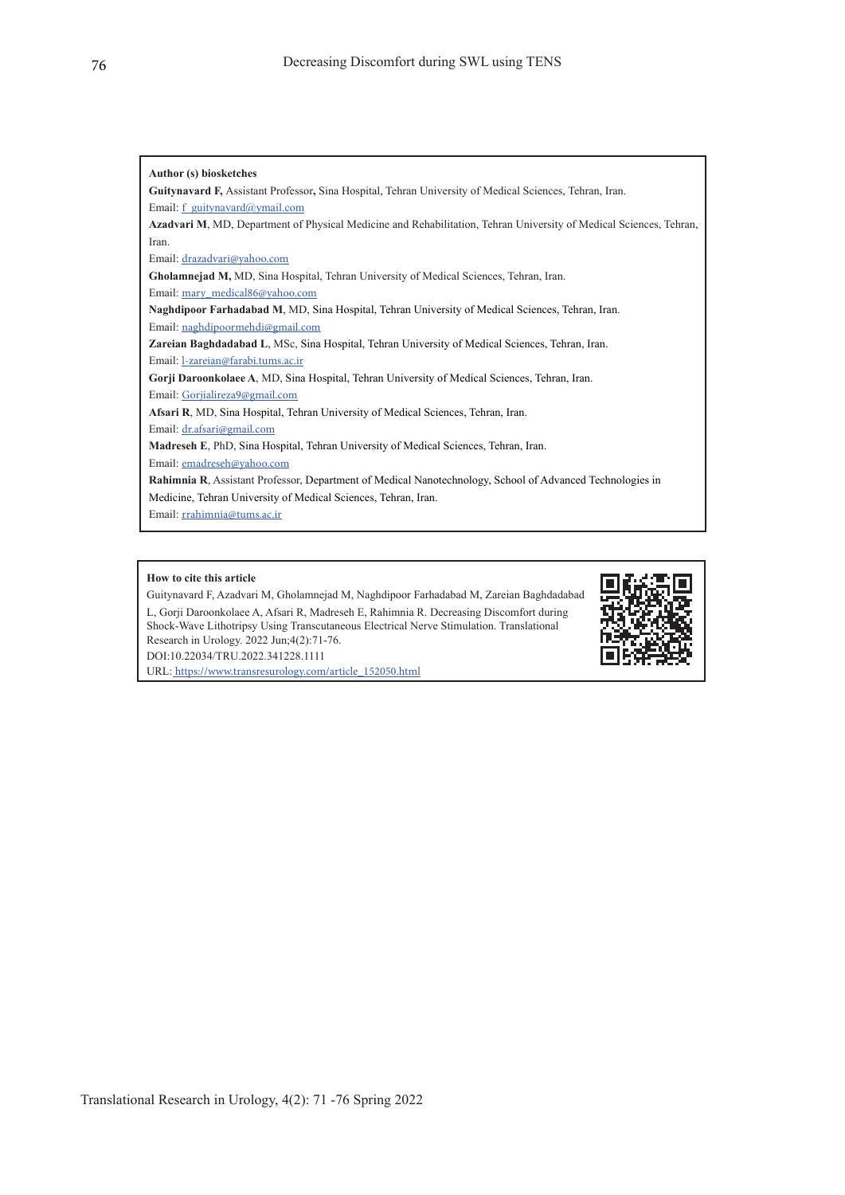**Author (s) biosketches**

**Guitynavard F,** Assistant Professor**,** Sina Hospital, Tehran University of Medical Sciences, Tehran, Iran.
Email: f_guitynavard@ymail.com

**Azadvari M**, MD, Department of Physical Medicine and Rehabilitation, Tehran University of Medical Sciences, Tehran, Iran.
Email: drazadvari@yahoo.com

**Gholamnejad M,** MD, Sina Hospital, Tehran University of Medical Sciences, Tehran, Iran.
Email: mary_medical86@yahoo.com

**Naghdipoor Farhadabad M**, MD, Sina Hospital, Tehran University of Medical Sciences, Tehran, Iran.
Email: naghdipoormehdi@gmail.com

**Zareian Baghdadabad L**, MSc, Sina Hospital, Tehran University of Medical Sciences, Tehran, Iran.
Email: l-zareian@farabi.tums.ac.ir

**Gorji Daroonkolaee A**, MD, Sina Hospital, Tehran University of Medical Sciences, Tehran, Iran.
Email: Gorjialireza9@gmail.com

**Afsari R**, MD, Sina Hospital, Tehran University of Medical Sciences, Tehran, Iran.
Email: dr.afsari@gmail.com

**Madreseh E**, PhD, Sina Hospital, Tehran University of Medical Sciences, Tehran, Iran.
Email: emadreseh@yahoo.com

**Rahimnia R**, Assistant Professor, Department of Medical Nanotechnology, School of Advanced Technologies in Medicine, Tehran University of Medical Sciences, Tehran, Iran.
Email: rrahimnia@tums.ac.ir

**How to cite this article**

Guitynavard F, Azadvari M, Gholamnejad M, Naghdipoor Farhadabad M, Zareian Baghdadabad L, Gorji Daroonkolaee A, Afsari R, Madreseh E, Rahimnia R. Decreasing Discomfort during Shock-Wave Lithotripsy Using Transcutaneous Electrical Nerve Stimulation. Translational Research in Urology. 2022 Jun;4(2):71-76.
DOI:10.22034/TRU.2022.341228.1111
URL: https://www.transresurology.com/article_152050.html